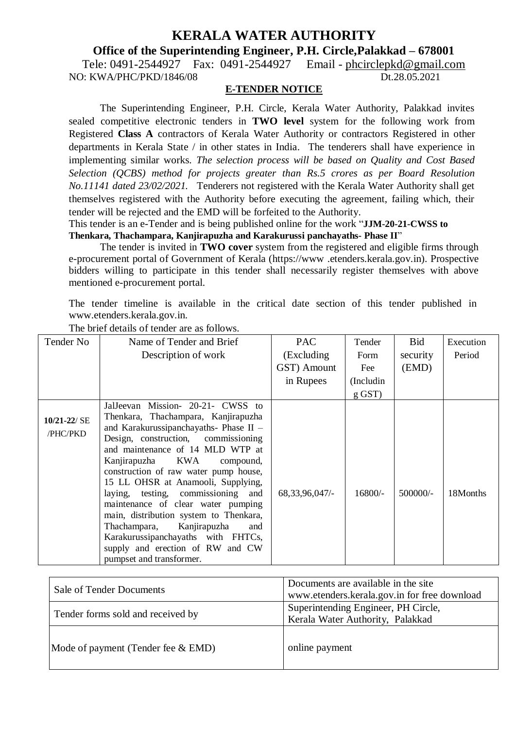# KERALA WATER AUTHORITY

## Office of the Superintending Engineer, P.H. Circle,Palakkad – 678001

Tele: 0491-2544927 Fax: 0491-2544927 Email - phcirclepkd@gmail.com

NO: KWA/PHC/PKD/1846/08 Dt.28.05.2021

### E-TENDER NOTICE

The Superintending Engineer, P.H. Circle, Kerala Water Authority, Palakkad invites sealed competitive electronic tenders in **TWO level** system for the following work from Registered **Class A** contractors of Kerala Water Authority or contractors Registered in other departments in Kerala State / in other states in India. The tenderers shall have experience in implementing similar works. *The selection process will be based on Quality and Cost Based Selection (QCBS) method for projects greater than Rs.5 crores as per Board Resolution No.11141 dated 23/02/2021.* Tenderers not registered with the Kerala Water Authority shall get themselves registered with the Authority before executing the agreement, failing which, their tender will be rejected and the EMD will be forfeited to the Authority.

This tender is an e-Tender and is being published online for the work "**JJM-20-21-CWSS to Thenkara, Thachampara, Kanjirapuzha and Karakurussi panchayaths- Phase II**"

The tender is invited in **TWO cover** system from the registered and eligible firms through e-procurement portal of Government of Kerala (https://www .etenders.kerala.gov.in). Prospective bidders willing to participate in this tender shall necessarily register themselves with above mentioned e-procurement portal.

The tender timeline is available in the critical date section of this tender published in www.etenders.kerala.gov.in.

The brief details of tender are as follows.

| Tender No | Name of Tender and Brief Description of work | PAC (Excluding GST) Amount in Rupees | Tender Form Fee (Including GST) | Bid security (EMD) | Execution Period |
|---|---|---|---|---|---|
| **10/21-22**/ SE /PHC/PKD | JalJeevan Mission- 20-21- CWSS to Thenkara, Thachampara, Kanjirapuzha and Karakurussipanchayaths- Phase II – Design, construction, commissioning and maintenance of 14 MLD WTP at Kanjirapuzha KWA compound, construction of raw water pump house, 15 LL OHSR at Anamooli, Supplying, laying, testing, commissioning and maintenance of clear water pumping main, distribution system to Thenkara, Thachampara, Kanjirapuzha and Karakurussipanchayaths with FHTCs, supply and erection of RW and CW pumpset and transformer. | 68,33,96,047/- | 16800/- | 500000/- | 18Months |

| | |
|---|---|
| Sale of Tender Documents | Documents are available in the site www.etenders.kerala.gov.in for free download |
| Tender forms sold and received by | Superintending Engineer, PH Circle, Kerala Water Authority, Palakkad |
| Mode of payment (Tender fee & EMD) | online payment |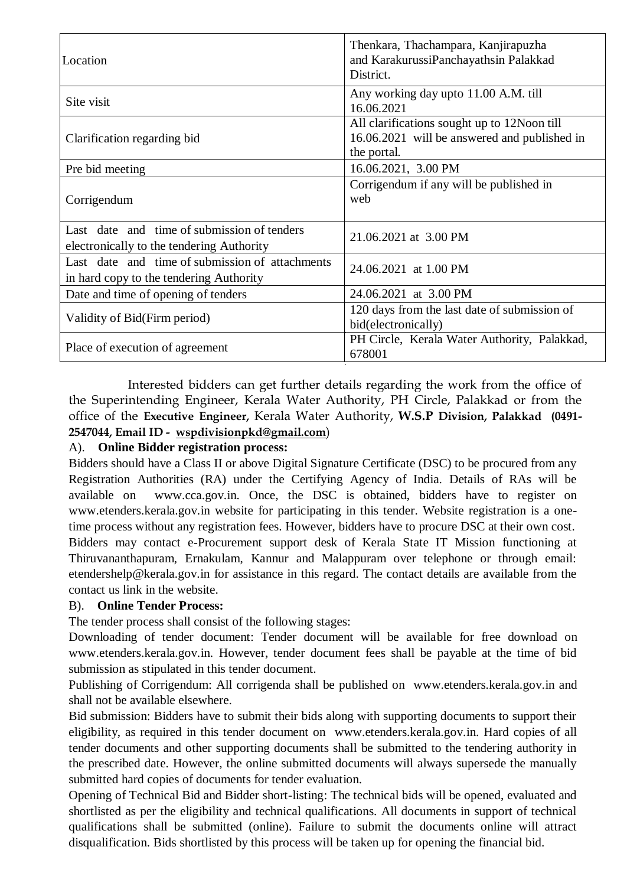| | |
|---|---|
| Location | Thenkara, Thachampara, Kanjirapuzha and KarakurussiPanchayathsin Palakkad District. |
| Site visit | Any working day upto 11.00 A.M. till 16.06.2021 |
| Clarification regarding bid | All clarifications sought up to 12Noon till 16.06.2021 will be answered and published in the portal. |
| Pre bid meeting | 16.06.2021, 3.00 PM |
| Corrigendum | Corrigendum if any will be published in web |
| Last date and time of submission of tenders electronically to the tendering Authority | 21.06.2021 at 3.00 PM |
| Last date and time of submission of attachments in hard copy to the tendering Authority | 24.06.2021 at 1.00 PM |
| Date and time of opening of tenders | 24.06.2021 at 3.00 PM |
| Validity of Bid(Firm period) | 120 days from the last date of submission of bid(electronically) |
| Place of execution of agreement | PH Circle, Kerala Water Authority, Palakkad, 678001 |

Interested bidders can get further details regarding the work from the office of the Superintending Engineer, Kerala Water Authority, PH Circle, Palakkad or from the office of the **Executive Engineer,** Kerala Water Authority, **W.S.P Division, Palakkad (0491-2547044, Email ID - wspdivisionpkd@gmail.com**)

A). **Online Bidder registration process:**

Bidders should have a Class II or above Digital Signature Certificate (DSC) to be procured from any Registration Authorities (RA) under the Certifying Agency of India. Details of RAs will be available on www.cca.gov.in. Once, the DSC is obtained, bidders have to register on www.etenders.kerala.gov.in website for participating in this tender. Website registration is a one-time process without any registration fees. However, bidders have to procure DSC at their own cost. Bidders may contact e-Procurement support desk of Kerala State IT Mission functioning at Thiruvananthapuram, Ernakulam, Kannur and Malappuram over telephone or through email: etendershelp@kerala.gov.in for assistance in this regard. The contact details are available from the contact us link in the website.

B). **Online Tender Process:**

The tender process shall consist of the following stages:

Downloading of tender document: Tender document will be available for free download on www.etenders.kerala.gov.in. However, tender document fees shall be payable at the time of bid submission as stipulated in this tender document.

Publishing of Corrigendum: All corrigenda shall be published on www.etenders.kerala.gov.in and shall not be available elsewhere.

Bid submission: Bidders have to submit their bids along with supporting documents to support their eligibility, as required in this tender document on www.etenders.kerala.gov.in. Hard copies of all tender documents and other supporting documents shall be submitted to the tendering authority in the prescribed date. However, the online submitted documents will always supersede the manually submitted hard copies of documents for tender evaluation.

Opening of Technical Bid and Bidder short-listing: The technical bids will be opened, evaluated and shortlisted as per the eligibility and technical qualifications. All documents in support of technical qualifications shall be submitted (online). Failure to submit the documents online will attract disqualification. Bids shortlisted by this process will be taken up for opening the financial bid.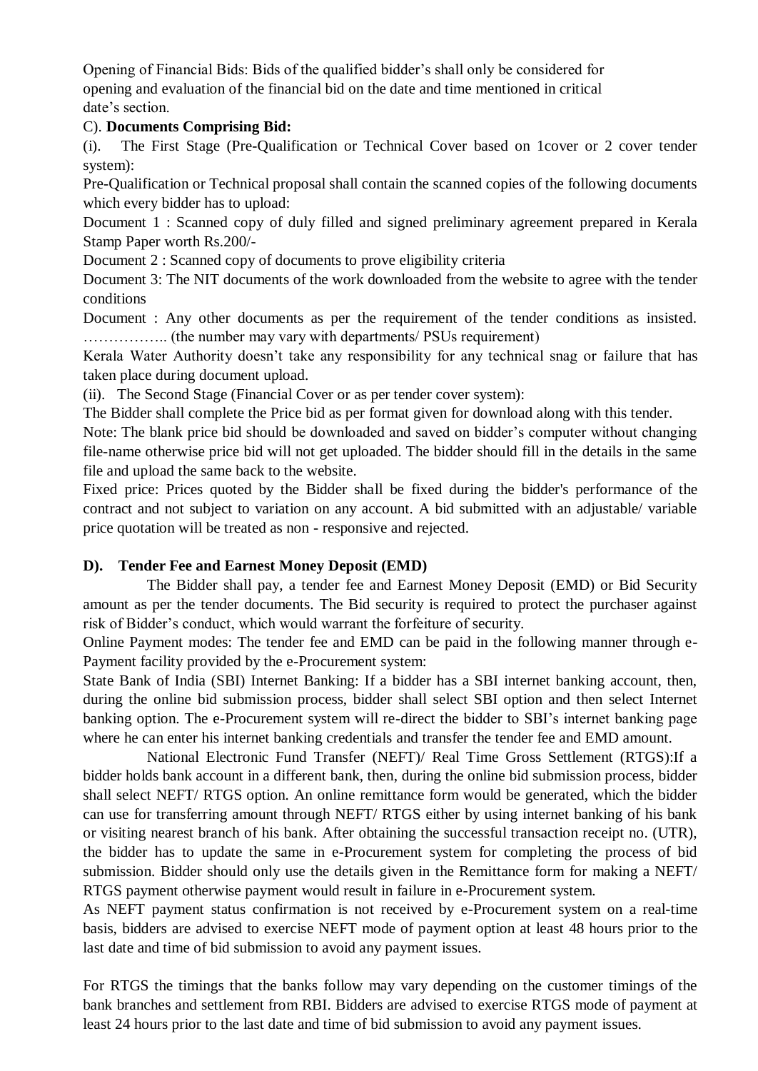Opening of Financial Bids: Bids of the qualified bidder's shall only be considered for opening and evaluation of the financial bid on the date and time mentioned in critical date's section.

C). **Documents Comprising Bid:**

(i). The First Stage (Pre-Qualification or Technical Cover based on 1cover or 2 cover tender system):

Pre-Qualification or Technical proposal shall contain the scanned copies of the following documents which every bidder has to upload:

Document 1 : Scanned copy of duly filled and signed preliminary agreement prepared in Kerala Stamp Paper worth Rs.200/-

Document 2 : Scanned copy of documents to prove eligibility criteria

Document 3: The NIT documents of the work downloaded from the website to agree with the tender conditions

Document : Any other documents as per the requirement of the tender conditions as insisted. …………….. (the number may vary with departments/ PSUs requirement)

Kerala Water Authority doesn't take any responsibility for any technical snag or failure that has taken place during document upload.

(ii). The Second Stage (Financial Cover or as per tender cover system):

The Bidder shall complete the Price bid as per format given for download along with this tender.

Note: The blank price bid should be downloaded and saved on bidder's computer without changing file-name otherwise price bid will not get uploaded. The bidder should fill in the details in the same file and upload the same back to the website.

Fixed price: Prices quoted by the Bidder shall be fixed during the bidder's performance of the contract and not subject to variation on any account. A bid submitted with an adjustable/ variable price quotation will be treated as non - responsive and rejected.

**D). Tender Fee and Earnest Money Deposit (EMD)**

The Bidder shall pay, a tender fee and Earnest Money Deposit (EMD) or Bid Security amount as per the tender documents. The Bid security is required to protect the purchaser against risk of Bidder's conduct, which would warrant the forfeiture of security.

Online Payment modes: The tender fee and EMD can be paid in the following manner through e-Payment facility provided by the e-Procurement system:

State Bank of India (SBI) Internet Banking: If a bidder has a SBI internet banking account, then, during the online bid submission process, bidder shall select SBI option and then select Internet banking option. The e-Procurement system will re-direct the bidder to SBI's internet banking page where he can enter his internet banking credentials and transfer the tender fee and EMD amount.

National Electronic Fund Transfer (NEFT)/ Real Time Gross Settlement (RTGS):If a bidder holds bank account in a different bank, then, during the online bid submission process, bidder shall select NEFT/ RTGS option. An online remittance form would be generated, which the bidder can use for transferring amount through NEFT/ RTGS either by using internet banking of his bank or visiting nearest branch of his bank. After obtaining the successful transaction receipt no. (UTR), the bidder has to update the same in e-Procurement system for completing the process of bid submission. Bidder should only use the details given in the Remittance form for making a NEFT/ RTGS payment otherwise payment would result in failure in e-Procurement system.

As NEFT payment status confirmation is not received by e-Procurement system on a real-time basis, bidders are advised to exercise NEFT mode of payment option at least 48 hours prior to the last date and time of bid submission to avoid any payment issues.

For RTGS the timings that the banks follow may vary depending on the customer timings of the bank branches and settlement from RBI. Bidders are advised to exercise RTGS mode of payment at least 24 hours prior to the last date and time of bid submission to avoid any payment issues.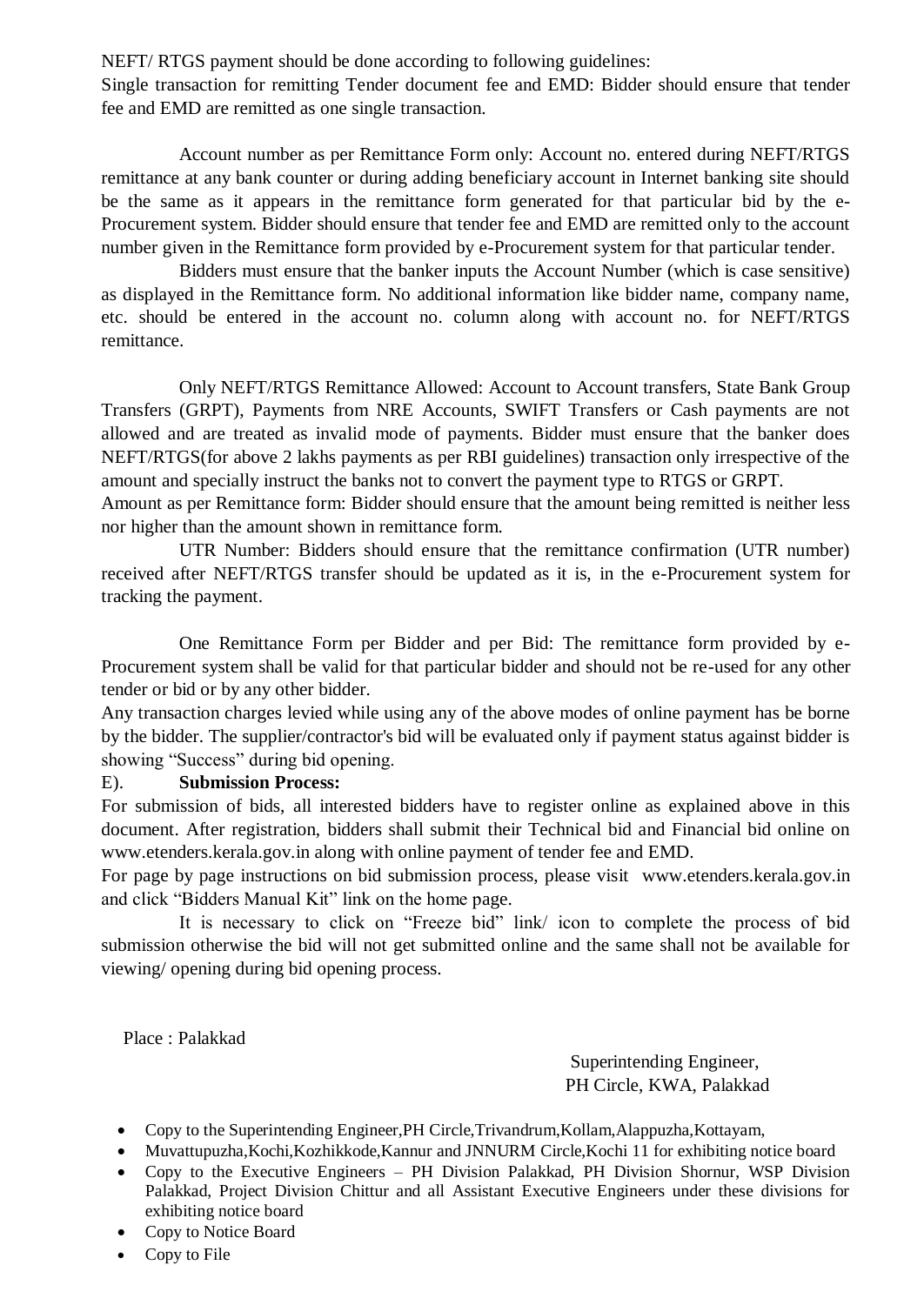NEFT/ RTGS payment should be done according to following guidelines:
Single transaction for remitting Tender document fee and EMD: Bidder should ensure that tender fee and EMD are remitted as one single transaction.

Account number as per Remittance Form only: Account no. entered during NEFT/RTGS remittance at any bank counter or during adding beneficiary account in Internet banking site should be the same as it appears in the remittance form generated for that particular bid by the e-Procurement system. Bidder should ensure that tender fee and EMD are remitted only to the account number given in the Remittance form provided by e-Procurement system for that particular tender.

Bidders must ensure that the banker inputs the Account Number (which is case sensitive) as displayed in the Remittance form. No additional information like bidder name, company name, etc. should be entered in the account no. column along with account no. for NEFT/RTGS remittance.

Only NEFT/RTGS Remittance Allowed: Account to Account transfers, State Bank Group Transfers (GRPT), Payments from NRE Accounts, SWIFT Transfers or Cash payments are not allowed and are treated as invalid mode of payments. Bidder must ensure that the banker does NEFT/RTGS(for above 2 lakhs payments as per RBI guidelines) transaction only irrespective of the amount and specially instruct the banks not to convert the payment type to RTGS or GRPT.
Amount as per Remittance form: Bidder should ensure that the amount being remitted is neither less nor higher than the amount shown in remittance form.

UTR Number: Bidders should ensure that the remittance confirmation (UTR number) received after NEFT/RTGS transfer should be updated as it is, in the e-Procurement system for tracking the payment.

One Remittance Form per Bidder and per Bid: The remittance form provided by e-Procurement system shall be valid for that particular bidder and should not be re-used for any other tender or bid or by any other bidder.
Any transaction charges levied while using any of the above modes of online payment has be borne by the bidder. The supplier/contractor's bid will be evaluated only if payment status against bidder is showing "Success" during bid opening.

E). **Submission Process:**

For submission of bids, all interested bidders have to register online as explained above in this document. After registration, bidders shall submit their Technical bid and Financial bid online on www.etenders.kerala.gov.in along with online payment of tender fee and EMD.
For page by page instructions on bid submission process, please visit www.etenders.kerala.gov.in and click "Bidders Manual Kit" link on the home page.

It is necessary to click on "Freeze bid" link/ icon to complete the process of bid submission otherwise the bid will not get submitted online and the same shall not be available for viewing/ opening during bid opening process.

Place : Palakkad

Superintending Engineer,
PH Circle, KWA, Palakkad

- Copy to the Superintending Engineer,PH Circle,Trivandrum,Kollam,Alappuzha,Kottayam,
- Muvattupuzha,Kochi,Kozhikkode,Kannur and JNNURM Circle,Kochi 11 for exhibiting notice board
- Copy to the Executive Engineers – PH Division Palakkad, PH Division Shornur, WSP Division Palakkad, Project Division Chittur and all Assistant Executive Engineers under these divisions for exhibiting notice board
- Copy to Notice Board
- Copy to File